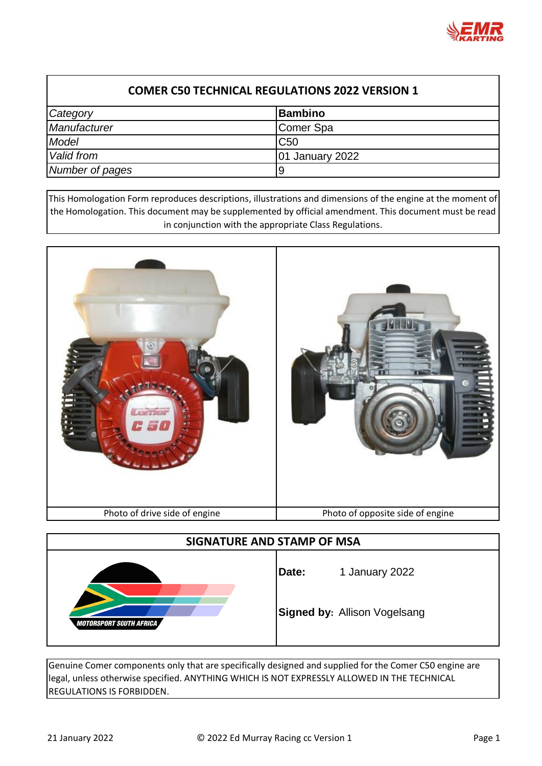## COMER C50 TECHNICAL REGULATIONS 2022 VERSION 1

| | |
|---|---|
| *Category* | **Bambino** |
| *Manufacturer* | Comer Spa |
| *Model* | C50 |
| *Valid from* | 01 January 2022 |
| *Number of pages* | 9 |

This Homologation Form reproduces descriptions, illustrations and dimensions of the engine at the moment of the Homologation. This document may be supplemented by official amendment. This document must be read in conjunction with the appropriate Class Regulations.

| Photo of drive side of engine | Photo of opposite side of engine |
|---|---|

### SIGNATURE AND STAMP OF MSA

MOTORSPORT SOUTH AFRICA

**Date:** 1 January 2022

**Signed by:** Allison Vogelsang

Genuine Comer components only that are specifically designed and supplied for the Comer C50 engine are legal, unless otherwise specified. ANYTHING WHICH IS NOT EXPRESSLY ALLOWED IN THE TECHNICAL REGULATIONS IS FORBIDDEN.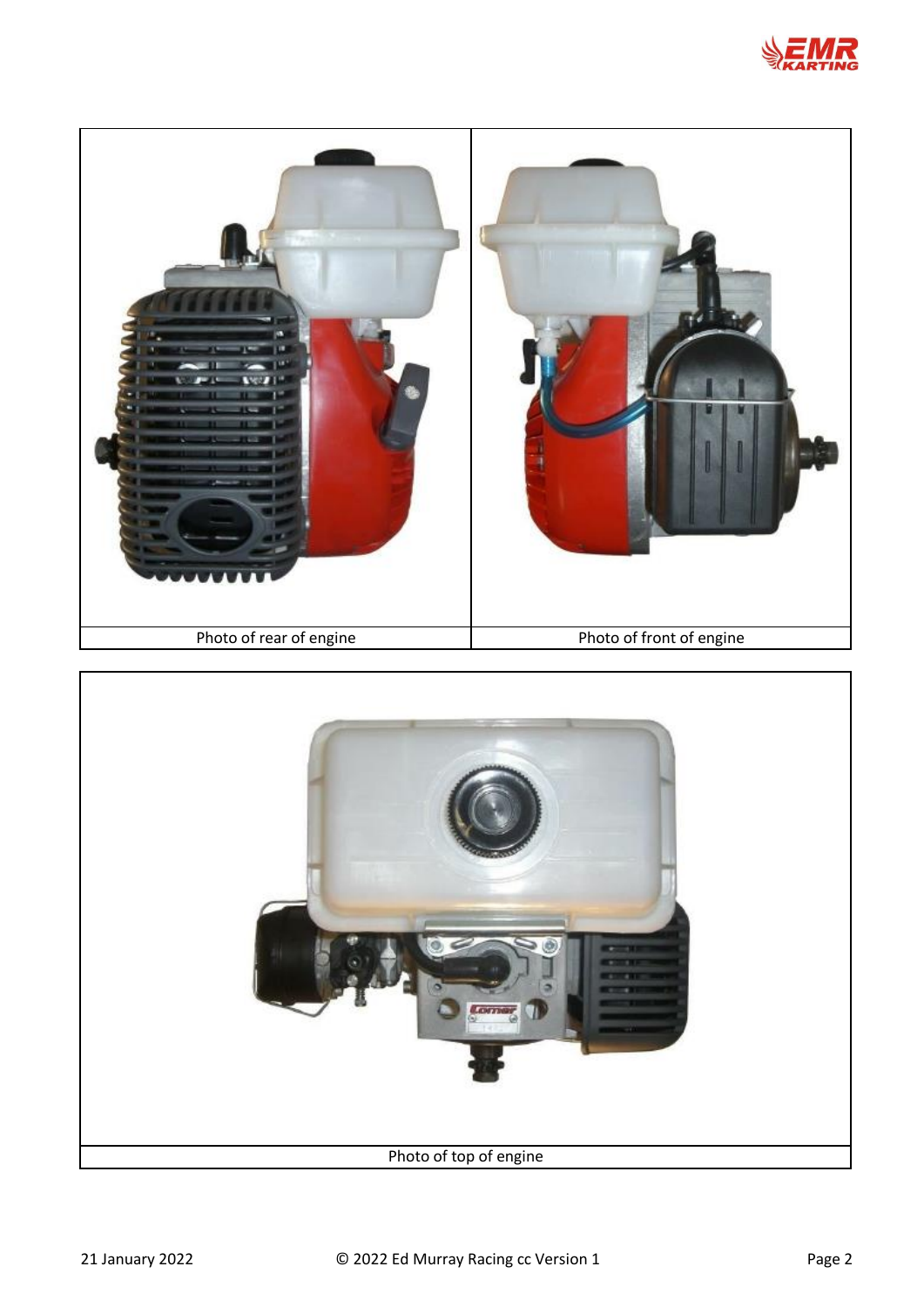| Photo of rear of engine | Photo of front of engine |
| --- | --- |

| Photo of top of engine |
| --- |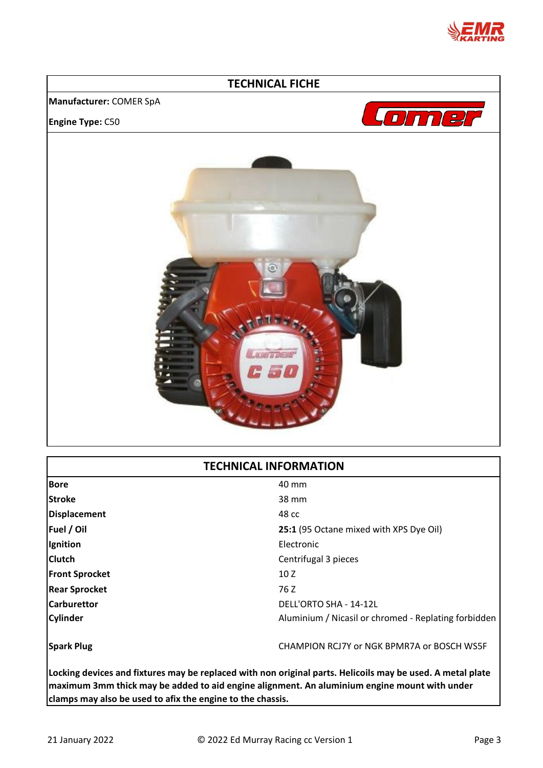## TECHNICAL FICHE

**Manufacturer:** COMER SpA

**Engine Type:** C50

## TECHNICAL INFORMATION

| | |
|---|---|
| **Bore** | 40 mm |
| **Stroke** | 38 mm |
| **Displacement** | 48 cc |
| **Fuel / Oil** | **25:1** (95 Octane mixed with XPS Dye Oil) |
| **Ignition** | Electronic |
| **Clutch** | Centrifugal 3 pieces |
| **Front Sprocket** | 10 Z |
| **Rear Sprocket** | 76 Z |
| **Carburettor** | DELL'ORTO SHA - 14-12L |
| **Cylinder** | Aluminium / Nicasil or chromed - Replating forbidden |
| **Spark Plug** | CHAMPION RCJ7Y or NGK BPMR7A or BOSCH WS5F |

**Locking devices and fixtures may be replaced with non original parts. Helicoils may be used. A metal plate maximum 3mm thick may be added to aid engine alignment. An aluminium engine mount with under clamps may also be used to afix the engine to the chassis.**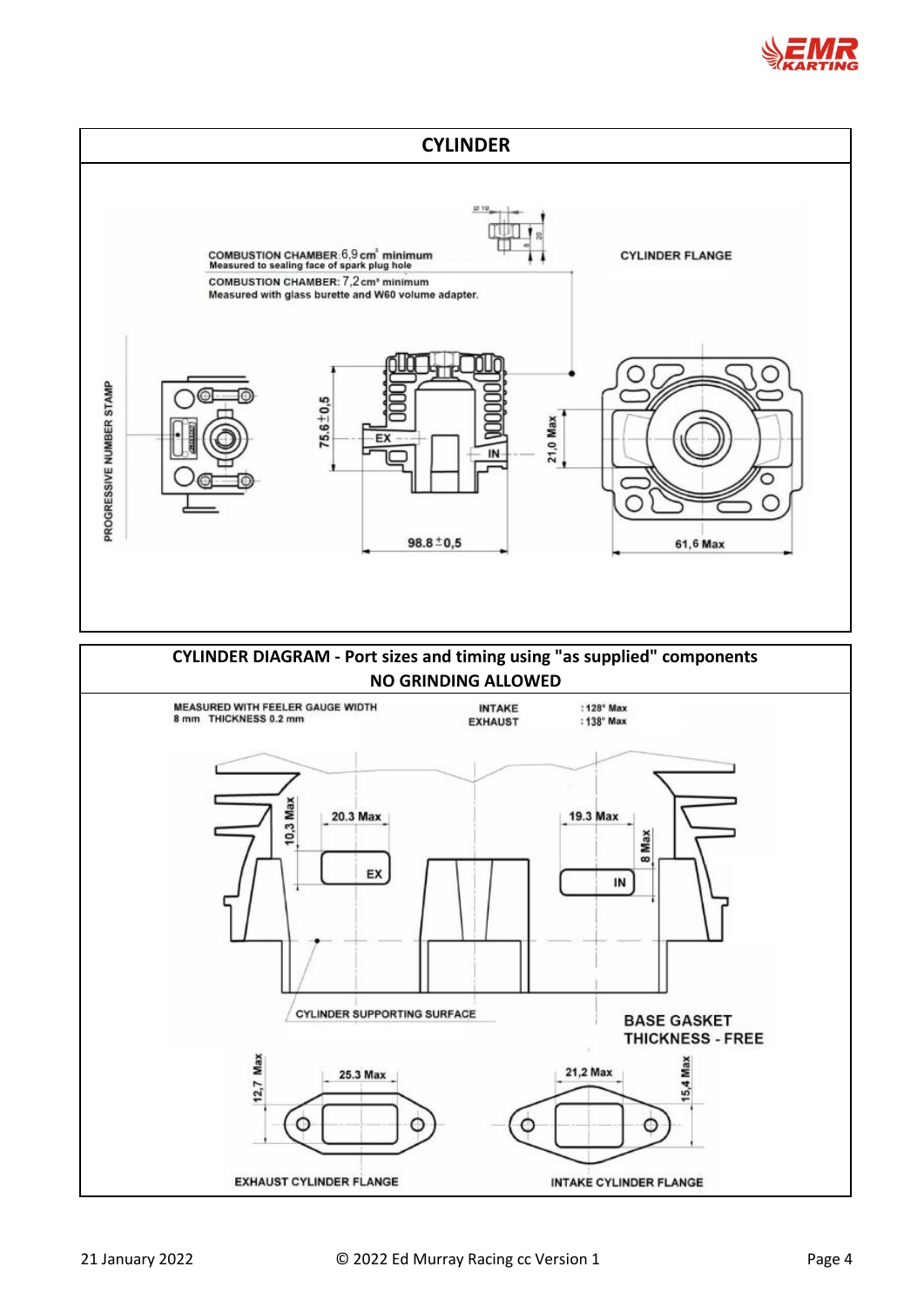## CYLINDER

COMBUSTION CHAMBER: 6,9 cm³ minimum
Measured to sealing face of spark plug hole

COMBUSTION CHAMBER: 7,2 cm³ minimum
Measured with glass burette and W60 volume adapter.

CYLINDER FLANGE

PROGRESSIVE NUMBER STAMP

75.6 ± 0,5

21,0 Max

98.8 ± 0,5

61,6 Max

## CYLINDER DIAGRAM - Port sizes and timing using "as supplied" components NO GRINDING ALLOWED

MEASURED WITH FEELER GAUGE WIDTH 8 mm THICKNESS 0.2 mm

INTAKE : 128° Max
EXHAUST : 138° Max

10,3 Max

20.3 Max

19.3 Max

8 Max

EX

IN

CYLINDER SUPPORTING SURFACE

BASE GASKET THICKNESS - FREE

12,7 Max

25.3 Max

21,2 Max

15,4 Max

EXHAUST CYLINDER FLANGE

INTAKE CYLINDER FLANGE

21 January 2022 © 2022 Ed Murray Racing cc Version 1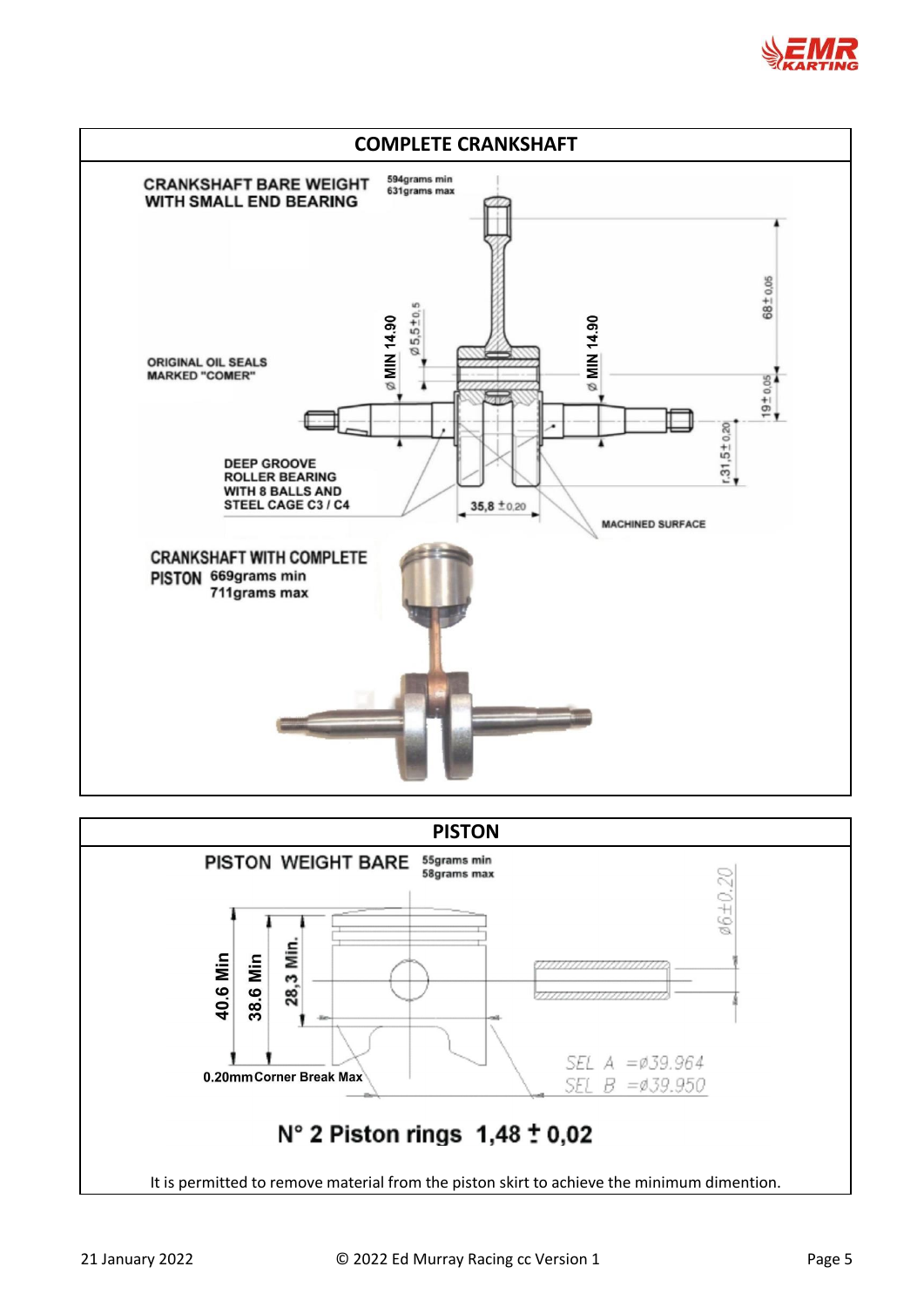## COMPLETE CRANKSHAFT

CRANKSHAFT BARE WEIGHT WITH SMALL END BEARING — 594grams min, 631grams max

ORIGINAL OIL SEALS MARKED "COMER"

Ø MIN 14.90

Ø 5,5±0,5

Ø MIN 14.90

68 ± 0,05

19 ± 0,05

r.31,5 ± 0,20

DEEP GROOVE ROLLER BEARING WITH 8 BALLS AND STEEL CAGE C3 / C4

35,8 ±0,20

MACHINED SURFACE

CRANKSHAFT WITH COMPLETE PISTON — 669grams min, 711grams max

## PISTON

PISTON WEIGHT BARE — 55grams min, 58grams max

40.6 Min

38.6 Min

28,3 Min.

Ø6±0.20

0.20mm Corner Break Max

SEL A =Ø39.964

SEL B =Ø39.950

**N° 2 Piston rings 1,48 ± 0,02**

It is permitted to remove material from the piston skirt to achieve the minimum dimention.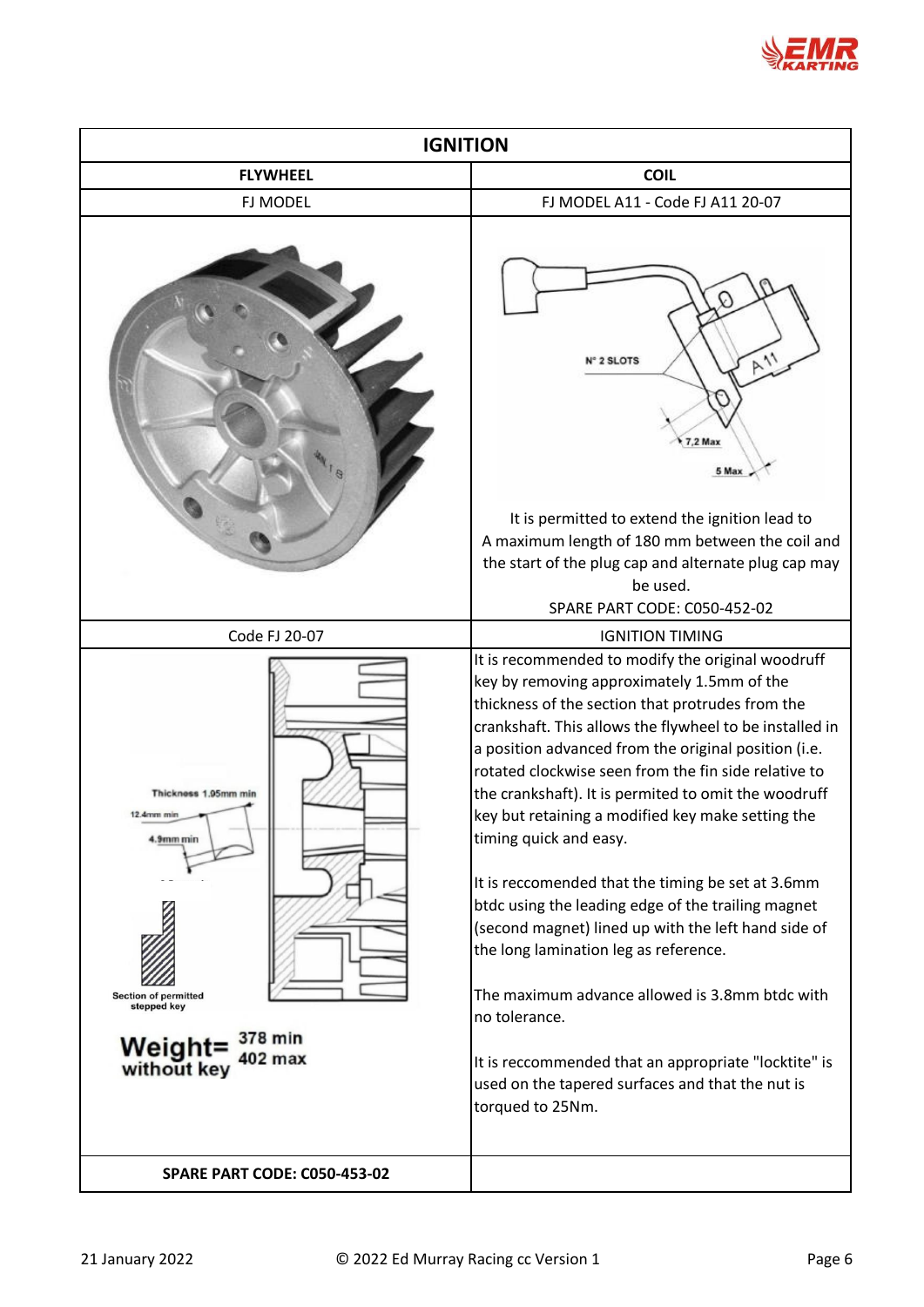| IGNITION | |
|---|---|
| **FLYWHEEL** | **COIL** |
| FJ MODEL | FJ MODEL A11 - Code FJ A11 20-07 |
| | N° 2 SLOTS<br>7,2 Max<br>5 Max<br>It is permitted to extend the ignition lead to A maximum length of 180 mm between the coil and the start of the plug cap and alternate plug cap may be used.<br>SPARE PART CODE: C050-452-02 |
| Code FJ 20-07 | IGNITION TIMING |
| Thickness 1.95mm min<br>12.4mm min<br>4.9mm min<br>Section of permitted stepped key<br>Weight= 378 min 402 max without key | It is recommended to modify the original woodruff key by removing approximately 1.5mm of the thickness of the section that protrudes from the crankshaft. This allows the flywheel to be installed in a position advanced from the original position (i.e. rotated clockwise seen from the fin side relative to the crankshaft). It is permited to omit the woodruff key but retaining a modified key make setting the timing quick and easy.<br><br>It is reccomended that the timing be set at 3.6mm btdc using the leading edge of the trailing magnet (second magnet) lined up with the left hand side of the long lamination leg as reference.<br><br>The maximum advance allowed is 3.8mm btdc with no tolerance.<br><br>It is reccommended that an appropriate "locktite" is used on the tapered surfaces and that the nut is torqued to 25Nm. |
| **SPARE PART CODE: C050-453-02** | |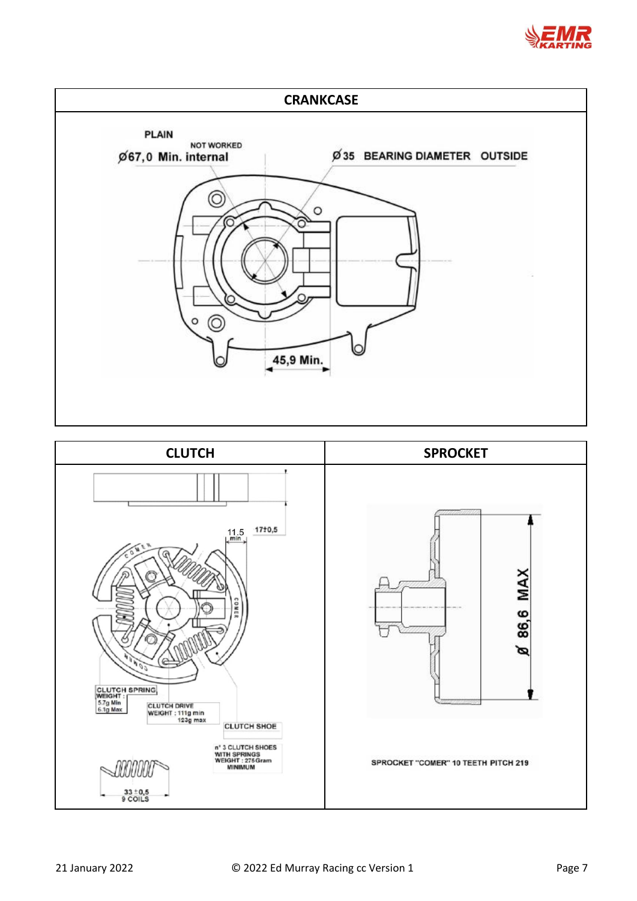## CRANKCASE

PLAIN

NOT WORKED

Ø67,0 Min. internal

Ø35 BEARING DIAMETER OUTSIDE

45,9 Min.

| CLUTCH | SPROCKET |
|---|---|
| 11.5 min<br>17±0,5<br>CLUTCH SPRING WEIGHT : 5.7g Min 6.1g Max<br>CLUTCH DRIVE WEIGHT : 111g min 123g max<br>CLUTCH SHOE<br>n° 3 CLUTCH SHOES WITH SPRINGS WEIGHT : 275Gram MINIMUM<br>33 ± 0,5 9 COILS | Ø 86,6 MAX<br>SPROCKET "COMER" 10 TEETH PITCH 219 |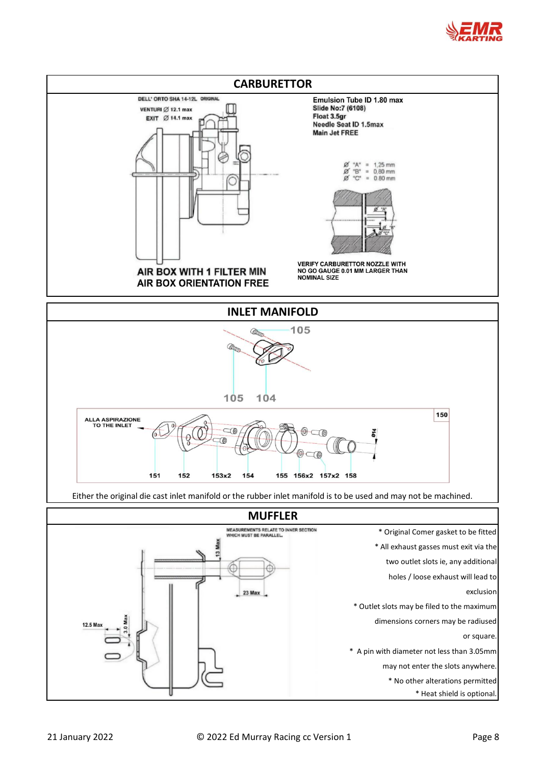## CARBURETTOR

DELL' ORTO SHA 14-12L ORIGINAL

VENTURI Ø 12.1 max

EXIT Ø 14.1 max

**Emulsion Tube ID 1.80 max**
**Slide No:7 (6108)**
**Float 3.5gr**
**Needle Seat ID 1.5max**
**Main Jet FREE**

Ø "A" = 1,25 mm
Ø "B" = 0,80 mm
Ø "C" = 0,80 mm

**AIR BOX WITH 1 FILTER MIN**
**AIR BOX ORIENTATION FREE**

**VERIFY CARBURETTOR NOZZLE WITH NO GO GAUGE 0.01 MM LARGER THAN NOMINAL SIZE**

## INLET MANIFOLD

105 105 104

ALLA ASPIRAZIONE TO THE INLET

150

151 152 153x2 154 155 156x2 157x2 158

Ø14

Either the original die cast inlet manifold or the rubber inlet manifold is to be used and may not be machined.

## MUFFLER

MEASUREMENTS RELATE TO INNER SECTION WHICH MUST BE PARALLEL.

13 Max

23 Max

12.5 Max

3.0 Max

- Original Comer gasket to be fitted
- All exhaust gasses must exit via the two outlet slots ie, any additional holes / loose exhaust will lead to exclusion
- Outlet slots may be filed to the maximum dimensions corners may be radiused or square.
- A pin with diameter not less than 3.05mm may not enter the slots anywhere.
- No other alterations permitted
- Heat shield is optional.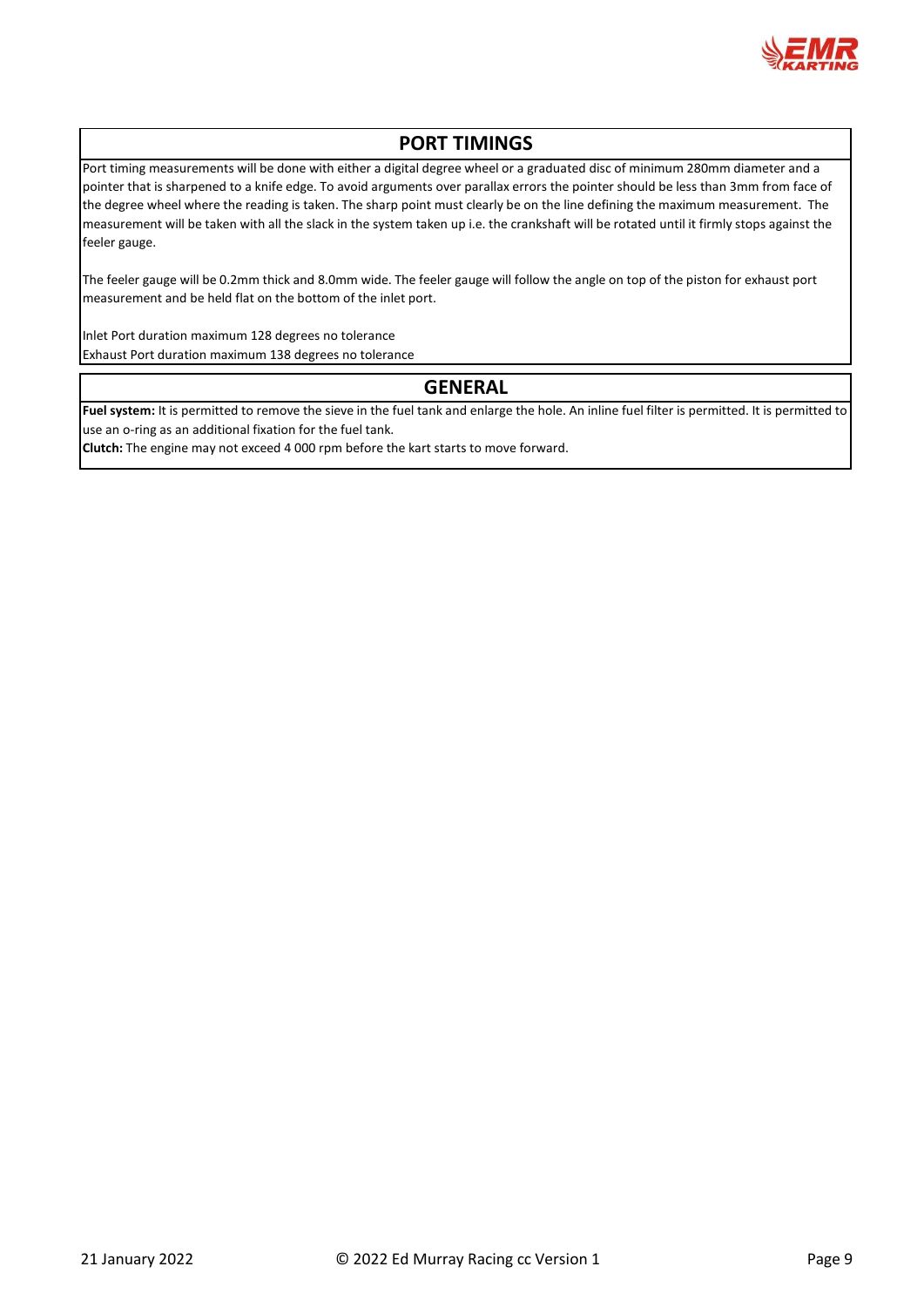## PORT TIMINGS

Port timing measurements will be done with either a digital degree wheel or a graduated disc of minimum 280mm diameter and a pointer that is sharpened to a knife edge. To avoid arguments over parallax errors the pointer should be less than 3mm from face of the degree wheel where the reading is taken. The sharp point must clearly be on the line defining the maximum measurement. The measurement will be taken with all the slack in the system taken up i.e. the crankshaft will be rotated until it firmly stops against the feeler gauge.

The feeler gauge will be 0.2mm thick and 8.0mm wide. The feeler gauge will follow the angle on top of the piston for exhaust port measurement and be held flat on the bottom of the inlet port.

Inlet Port duration maximum 128 degrees no tolerance
Exhaust Port duration maximum 138 degrees no tolerance

## GENERAL

**Fuel system:** It is permitted to remove the sieve in the fuel tank and enlarge the hole. An inline fuel filter is permitted. It is permitted to use an o-ring as an additional fixation for the fuel tank.
**Clutch:** The engine may not exceed 4 000 rpm before the kart starts to move forward.